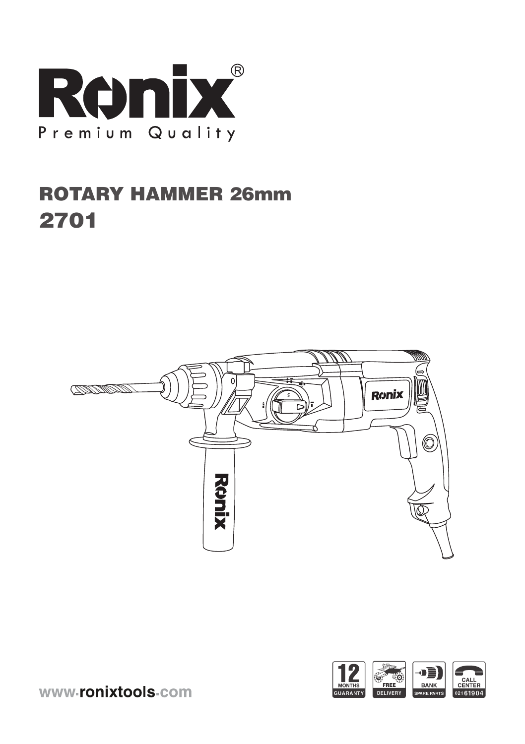# Ronix®

Premium Quality

## ROTARY HAMMER 26mm
## 2701

www.ronixtools.com

12 MONTHS GUARANTY | FREE DELIVERY | BANK SPARE PARTS | CALL CENTER 021 61904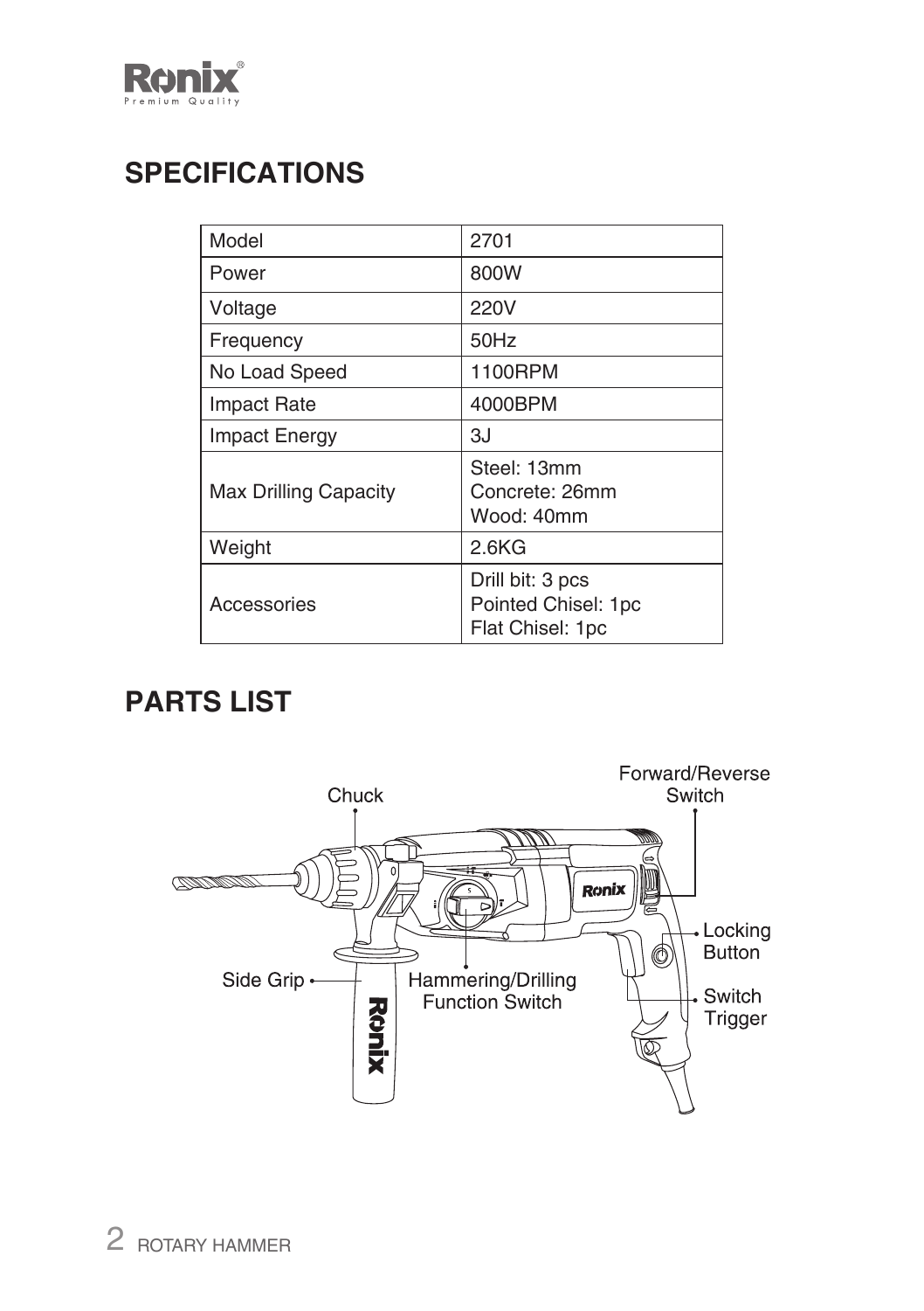## SPECIFICATIONS

| Model | 2701 |
|---|---|
| Power | 800W |
| Voltage | 220V |
| Frequency | 50Hz |
| No Load Speed | 1100RPM |
| Impact Rate | 4000BPM |
| Impact Energy | 3J |
| Max Drilling Capacity | Steel: 13mm<br>Concrete: 26mm<br>Wood: 40mm |
| Weight | 2.6KG |
| Accessories | Drill bit: 3 pcs<br>Pointed Chisel: 1pc<br>Flat Chisel: 1pc |

## PARTS LIST

Chuck

Forward/Reverse Switch

Locking Button

Side Grip

Hammering/Drilling Function Switch

Switch Trigger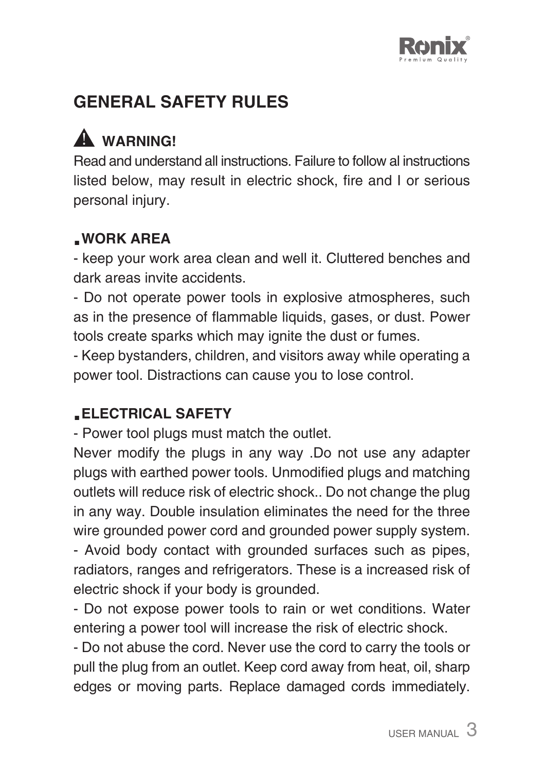# GENERAL SAFETY RULES

## ⚠ WARNING!

Read and understand all instructions. Failure to follow al instructions listed below, may result in electric shock, fire and I or serious personal injury.

### ▪WORK AREA

- keep your work area clean and well it. Cluttered benches and dark areas invite accidents.
- Do not operate power tools in explosive atmospheres, such as in the presence of flammable liquids, gases, or dust. Power tools create sparks which may ignite the dust or fumes.
- Keep bystanders, children, and visitors away while operating a power tool. Distractions can cause you to lose control.

### ▪ELECTRICAL SAFETY

- Power tool plugs must match the outlet.

Never modify the plugs in any way .Do not use any adapter plugs with earthed power tools. Unmodified plugs and matching outlets will reduce risk of electric shock.. Do not change the plug in any way. Double insulation eliminates the need for the three wire grounded power cord and grounded power supply system.

- Avoid body contact with grounded surfaces such as pipes, radiators, ranges and refrigerators. These is a increased risk of electric shock if your body is grounded.
- Do not expose power tools to rain or wet conditions. Water entering a power tool will increase the risk of electric shock.
- Do not abuse the cord. Never use the cord to carry the tools or pull the plug from an outlet. Keep cord away from heat, oil, sharp edges or moving parts. Replace damaged cords immediately.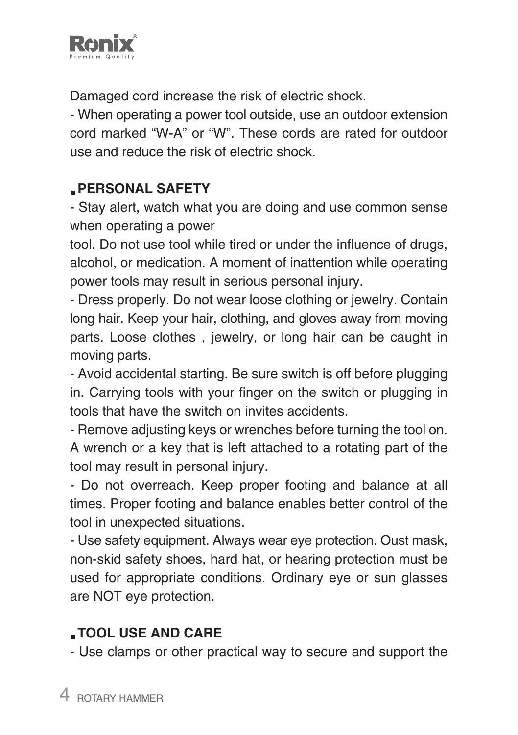Damaged cord increase the risk of electric shock.

- When operating a power tool outside, use an outdoor extension cord marked “W-A” or “W”. These cords are rated for outdoor use and reduce the risk of electric shock.

## ■ PERSONAL SAFETY

- Stay alert, watch what you are doing and use common sense when operating a power
tool. Do not use tool while tired or under the influence of drugs, alcohol, or medication. A moment of inattention while operating power tools may result in serious personal injury.
- Dress properly. Do not wear loose clothing or jewelry. Contain long hair. Keep your hair, clothing, and gloves away from moving parts. Loose clothes , jewelry, or long hair can be caught in moving parts.
- Avoid accidental starting. Be sure switch is off before plugging in. Carrying tools with your finger on the switch or plugging in tools that have the switch on invites accidents.
- Remove adjusting keys or wrenches before turning the tool on. A wrench or a key that is left attached to a rotating part of the tool may result in personal injury.
- Do not overreach. Keep proper footing and balance at all times. Proper footing and balance enables better control of the tool in unexpected situations.
- Use safety equipment. Always wear eye protection. Oust mask, non-skid safety shoes, hard hat, or hearing protection must be used for appropriate conditions. Ordinary eye or sun glasses are NOT eye protection.

## ■ TOOL USE AND CARE

- Use clamps or other practical way to secure and support the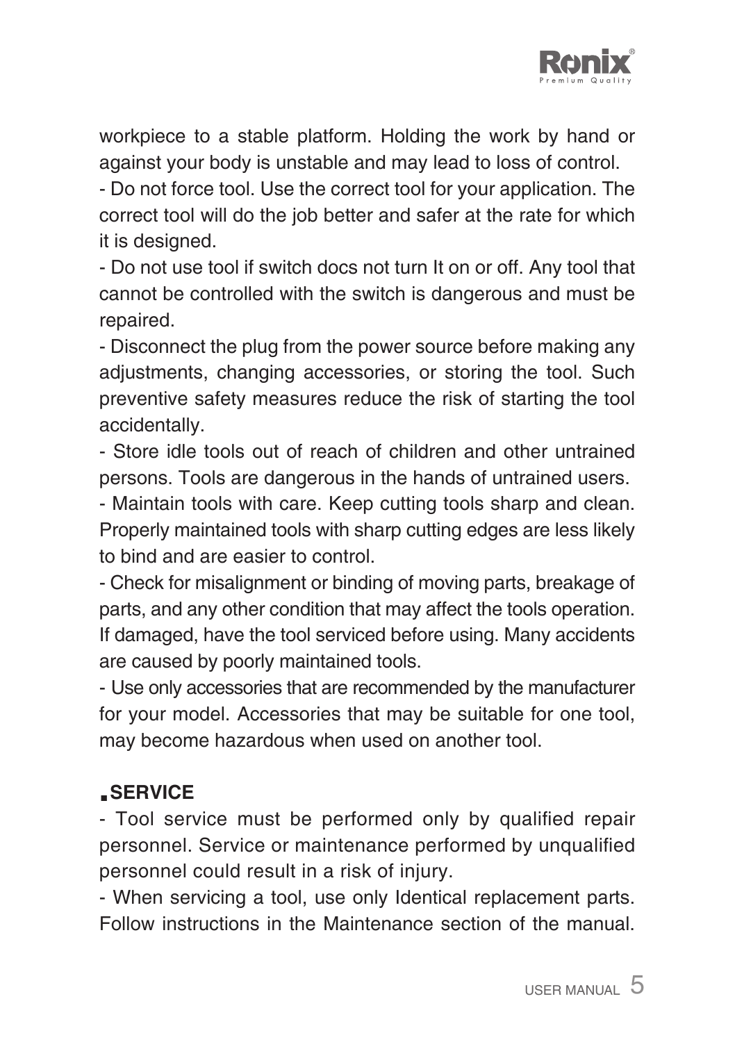workpiece to a stable platform. Holding the work by hand or against your body is unstable and may lead to loss of control.

- Do not force tool. Use the correct tool for your application. The correct tool will do the job better and safer at the rate for which it is designed.
- Do not use tool if switch docs not turn It on or off. Any tool that cannot be controlled with the switch is dangerous and must be repaired.
- Disconnect the plug from the power source before making any adjustments, changing accessories, or storing the tool. Such preventive safety measures reduce the risk of starting the tool accidentally.
- Store idle tools out of reach of children and other untrained persons. Tools are dangerous in the hands of untrained users.
- Maintain tools with care. Keep cutting tools sharp and clean. Properly maintained tools with sharp cutting edges are less likely to bind and are easier to control.
- Check for misalignment or binding of moving parts, breakage of parts, and any other condition that may affect the tools operation. If damaged, have the tool serviced before using. Many accidents are caused by poorly maintained tools.
- Use only accessories that are recommended by the manufacturer for your model. Accessories that may be suitable for one tool, may become hazardous when used on another tool.

## SERVICE

- Tool service must be performed only by qualified repair personnel. Service or maintenance performed by unqualified personnel could result in a risk of injury.
- When servicing a tool, use only Identical replacement parts. Follow instructions in the Maintenance section of the manual.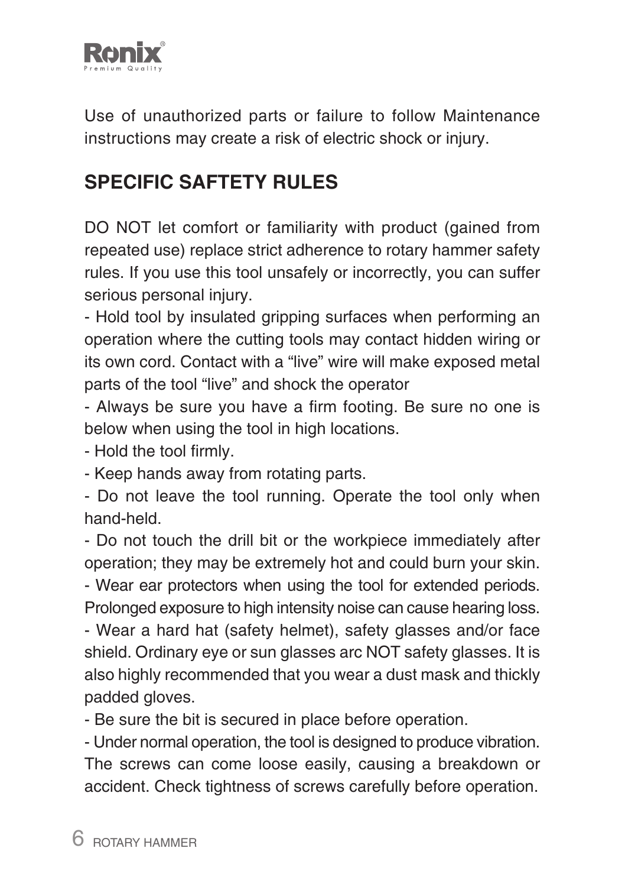Use of unauthorized parts or failure to follow Maintenance instructions may create a risk of electric shock or injury.

## SPECIFIC SAFTETY RULES

DO NOT let comfort or familiarity with product (gained from repeated use) replace strict adherence to rotary hammer safety rules. If you use this tool unsafely or incorrectly, you can suffer serious personal injury.

- Hold tool by insulated gripping surfaces when performing an operation where the cutting tools may contact hidden wiring or its own cord. Contact with a “live” wire will make exposed metal parts of the tool “live” and shock the operator
- Always be sure you have a firm footing. Be sure no one is below when using the tool in high locations.
- Hold the tool firmly.
- Keep hands away from rotating parts.
- Do not leave the tool running. Operate the tool only when hand-held.
- Do not touch the drill bit or the workpiece immediately after operation; they may be extremely hot and could burn your skin.
- Wear ear protectors when using the tool for extended periods. Prolonged exposure to high intensity noise can cause hearing loss.
- Wear a hard hat (safety helmet), safety glasses and/or face shield. Ordinary eye or sun glasses arc NOT safety glasses. It is also highly recommended that you wear a dust mask and thickly padded gloves.
- Be sure the bit is secured in place before operation.
- Under normal operation, the tool is designed to produce vibration. The screws can come loose easily, causing a breakdown or accident. Check tightness of screws carefully before operation.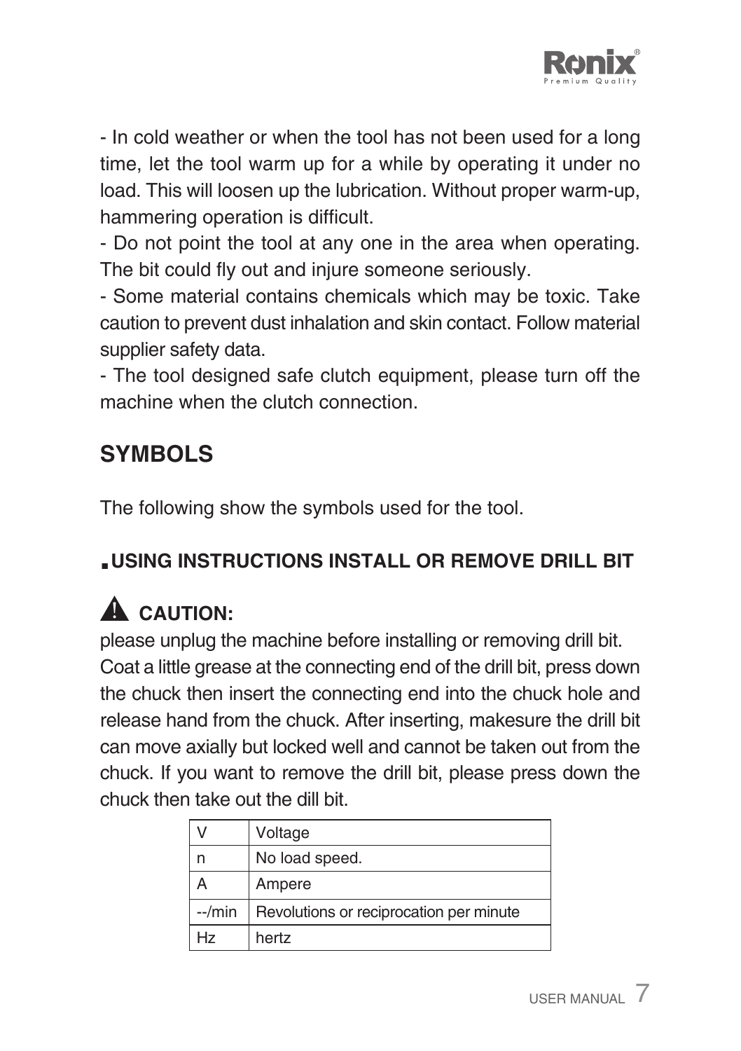- In cold weather or when the tool has not been used for a long time, let the tool warm up for a while by operating it under no load. This will loosen up the lubrication. Without proper warm-up, hammering operation is difficult.

- Do not point the tool at any one in the area when operating. The bit could fly out and injure someone seriously.

- Some material contains chemicals which may be toxic. Take caution to prevent dust inhalation and skin contact. Follow material supplier safety data.

- The tool designed safe clutch equipment, please turn off the machine when the clutch connection.

## SYMBOLS

The following show the symbols used for the tool.

### ■USING INSTRUCTIONS INSTALL OR REMOVE DRILL BIT

**⚠ CAUTION:**

please unplug the machine before installing or removing drill bit.

Coat a little grease at the connecting end of the drill bit, press down the chuck then insert the connecting end into the chuck hole and release hand from the chuck. After inserting, makesure the drill bit can move axially but locked well and cannot be taken out from the chuck. If you want to remove the drill bit, please press down the chuck then take out the dill bit.

| V | Voltage |
|---|---|
| n | No load speed. |
| A | Ampere |
| --/min | Revolutions or reciprocation per minute |
| Hz | hertz |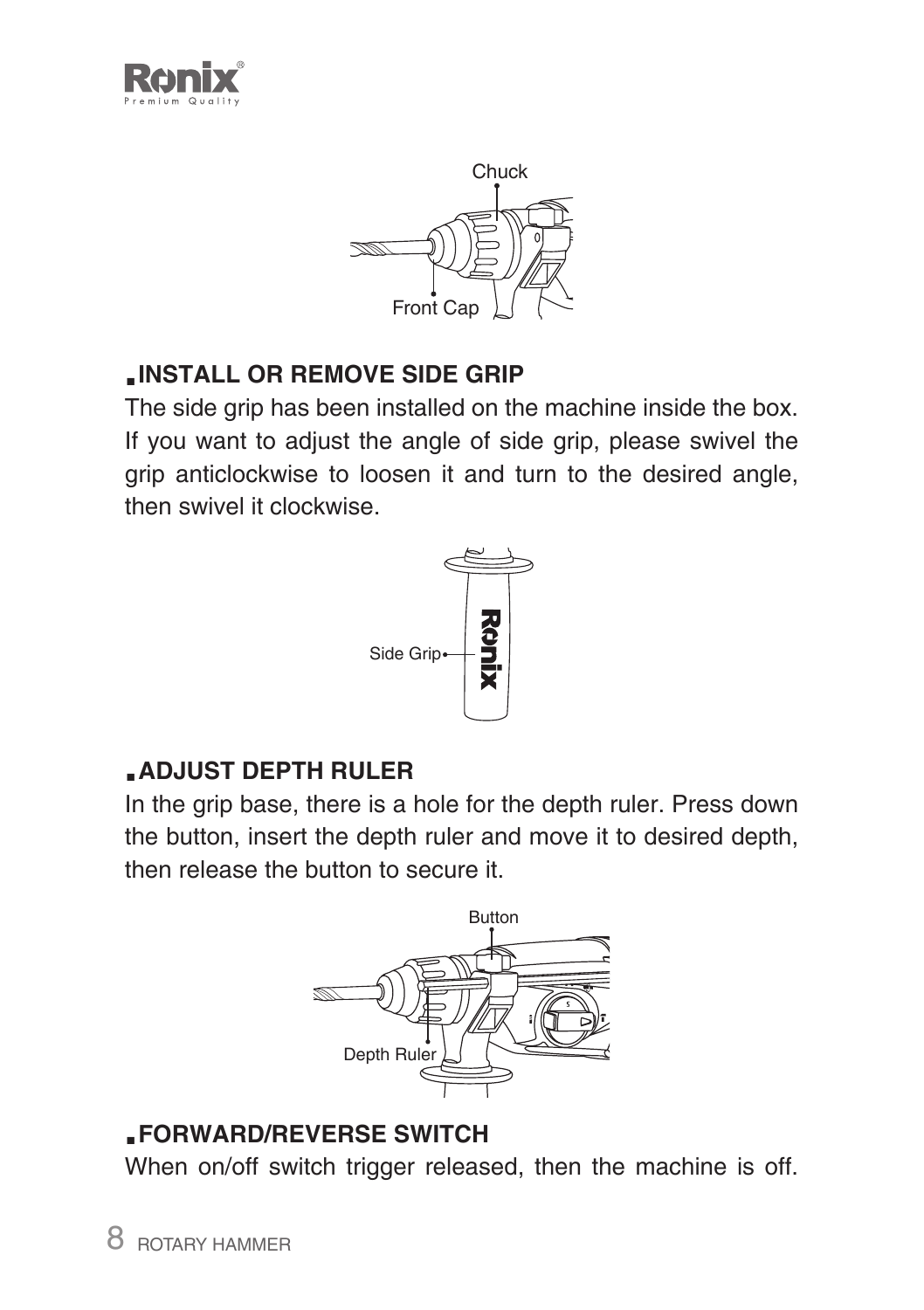Chuck

Front Cap

## INSTALL OR REMOVE SIDE GRIP

The side grip has been installed on the machine inside the box. If you want to adjust the angle of side grip, please swivel the grip anticlockwise to loosen it and turn to the desired angle, then swivel it clockwise.

Side Grip

## ADJUST DEPTH RULER

In the grip base, there is a hole for the depth ruler. Press down the button, insert the depth ruler and move it to desired depth, then release the button to secure it.

Button

Depth Ruler

## FORWARD/REVERSE SWITCH

When on/off switch trigger released, then the machine is off.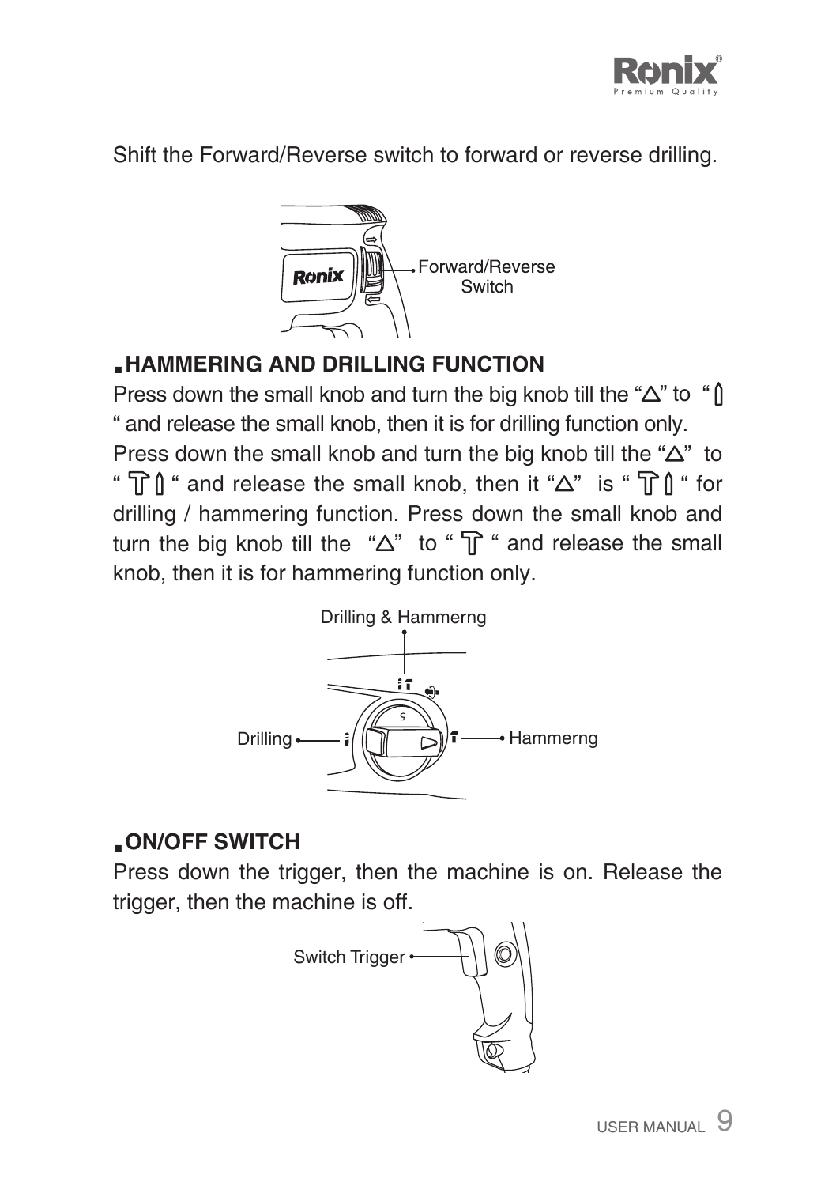Shift the Forward/Reverse switch to forward or reverse drilling.

Forward/Reverse Switch

## HAMMERING AND DRILLING FUNCTION

Press down the small knob and turn the big knob till the "△" to " 🔩 " and release the small knob, then it is for drilling function only. Press down the small knob and turn the big knob till the "△" to " 🔨🔩 " and release the small knob, then it "△" is " 🔨🔩 " for drilling / hammering function. Press down the small knob and turn the big knob till the "△" to " 🔨 " and release the small knob, then it is for hammering function only.

Drilling & Hammerng

Drilling

Hammerng

## ON/OFF SWITCH

Press down the trigger, then the machine is on. Release the trigger, then the machine is off.

Switch Trigger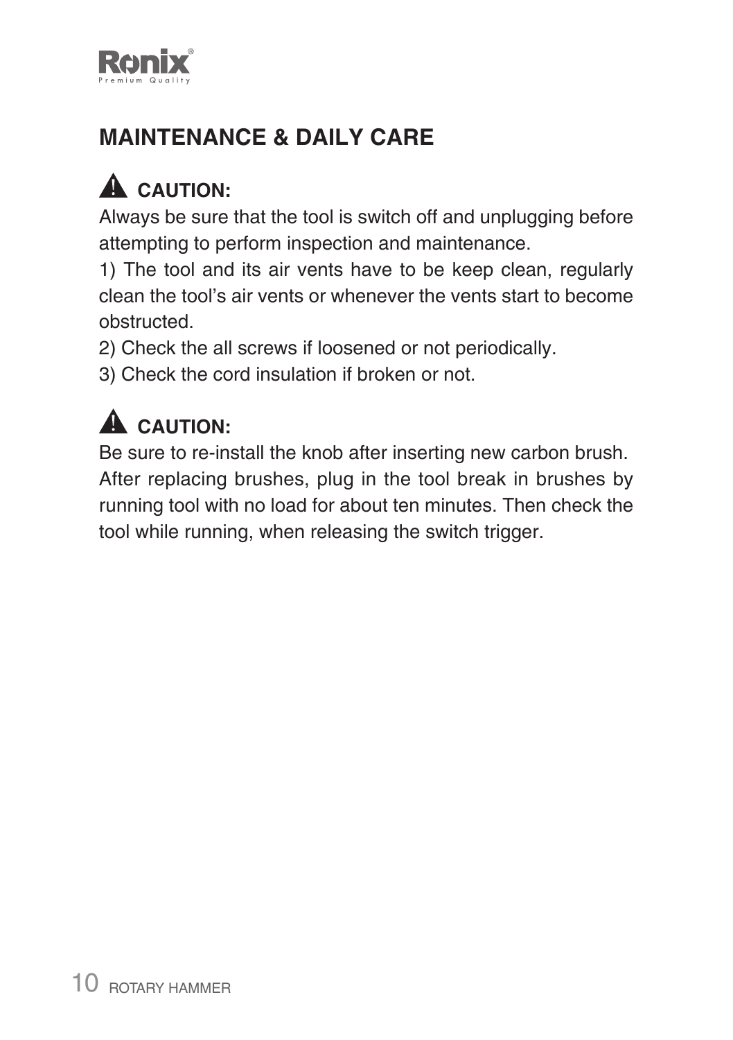## MAINTENANCE & DAILY CARE

### ⚠ CAUTION:

Always be sure that the tool is switch off and unplugging before attempting to perform inspection and maintenance.

1) The tool and its air vents have to be keep clean, regularly clean the tool's air vents or whenever the vents start to become obstructed.

2) Check the all screws if loosened or not periodically.

3) Check the cord insulation if broken or not.

### ⚠ CAUTION:

Be sure to re-install the knob after inserting new carbon brush. After replacing brushes, plug in the tool break in brushes by running tool with no load for about ten minutes. Then check the tool while running, when releasing the switch trigger.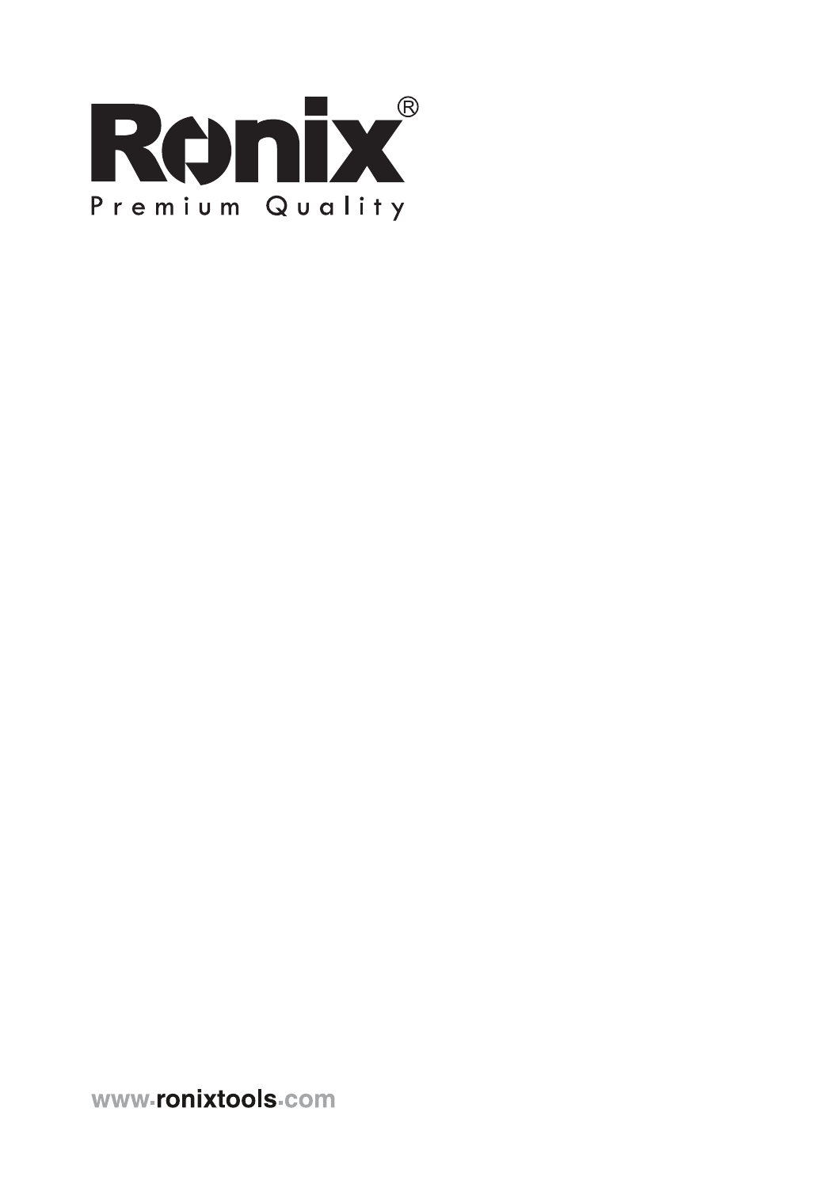Ronix®

Premium Quality

www.ronixtools.com